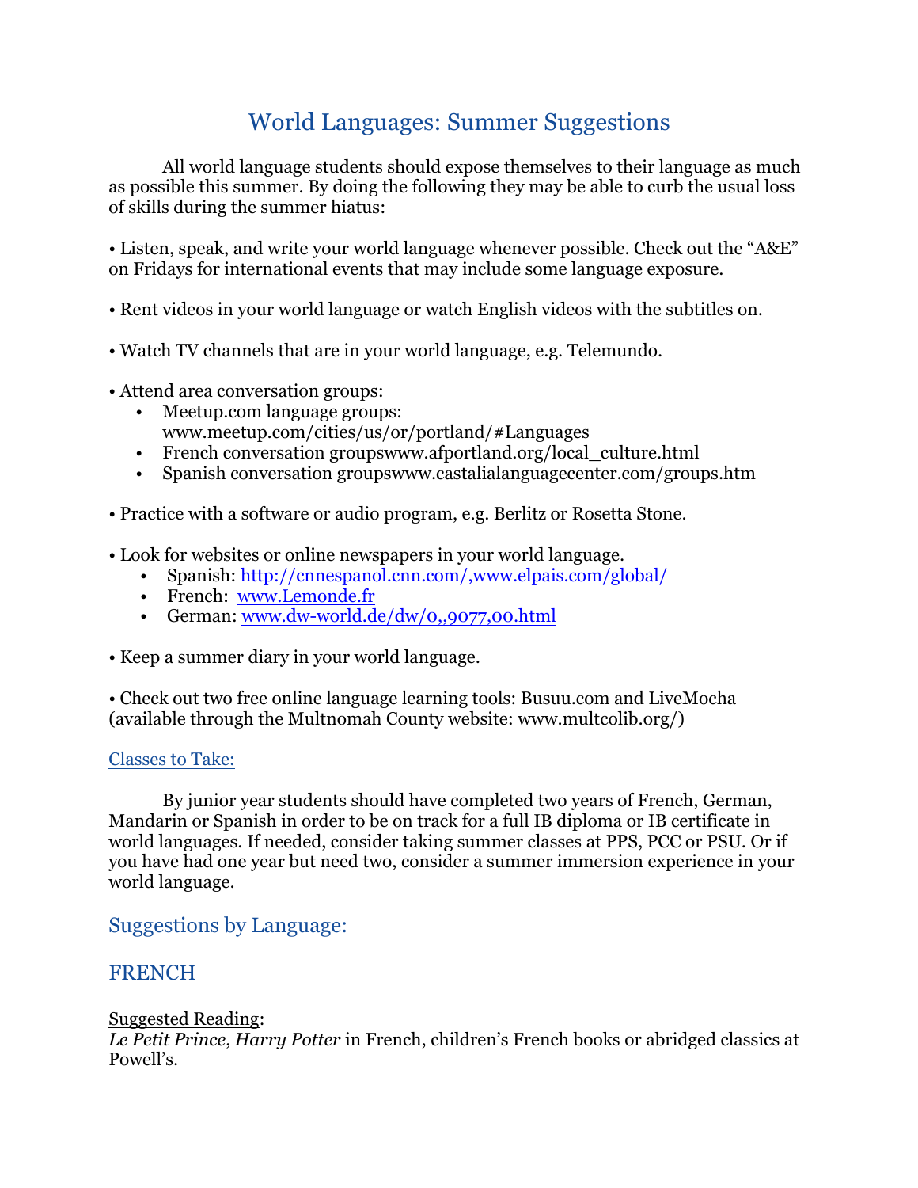# World Languages: Summer Suggestions

All world language students should expose themselves to their language as much as possible this summer. By doing the following they may be able to curb the usual loss of skills during the summer hiatus:

• Listen, speak, and write your world language whenever possible. Check out the "A&E" on Fridays for international events that may include some language exposure.

• Rent videos in your world language or watch English videos with the subtitles on.

• Watch TV channels that are in your world language, e.g. Telemundo.

• Attend area conversation groups:
- Meetup.com language groups: www.meetup.com/cities/us/or/portland/#Languages
- French conversation groupswww.afportland.org/local_culture.html
- Spanish conversation groupswww.castalialanguagecenter.com/groups.htm

• Practice with a software or audio program, e.g. Berlitz or Rosetta Stone.

• Look for websites or online newspapers in your world language.
- Spanish: http://cnnespanol.cnn.com/,www.elpais.com/global/
- French: www.Lemonde.fr
- German: www.dw-world.de/dw/0,,9077,00.html

• Keep a summer diary in your world language.

• Check out two free online language learning tools: Busuu.com and LiveMocha (available through the Multnomah County website: www.multcolib.org/)

## Classes to Take:

By junior year students should have completed two years of French, German, Mandarin or Spanish in order to be on track for a full IB diploma or IB certificate in world languages. If needed, consider taking summer classes at PPS, PCC or PSU. Or if you have had one year but need two, consider a summer immersion experience in your world language.

## Suggestions by Language:

## FRENCH

Suggested Reading:
*Le Petit Prince*, *Harry Potter* in French, children's French books or abridged classics at Powell's.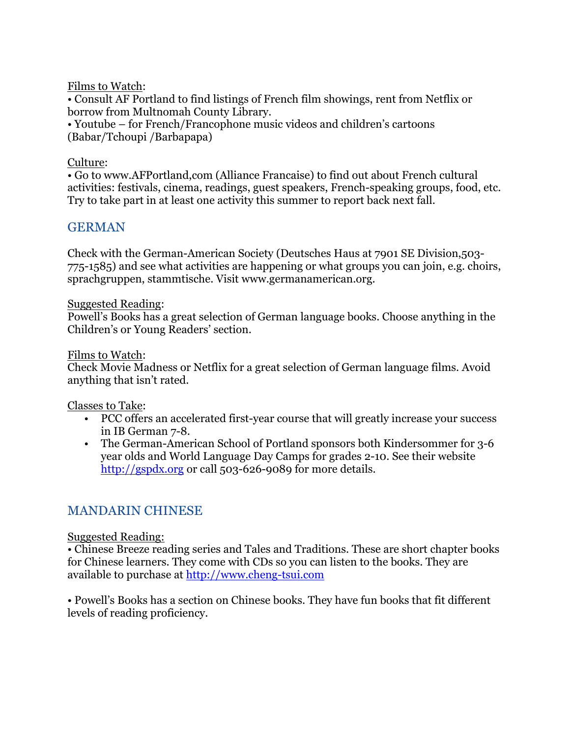Films to Watch:
• Consult AF Portland to find listings of French film showings, rent from Netflix or borrow from Multnomah County Library.
• Youtube – for French/Francophone music videos and children's cartoons (Babar/Tchoupi /Barbapapa)

Culture:
• Go to www.AFPortland,com (Alliance Francaise) to find out about French cultural activities: festivals, cinema, readings, guest speakers, French-speaking groups, food, etc. Try to take part in at least one activity this summer to report back next fall.

## GERMAN

Check with the German-American Society (Deutsches Haus at 7901 SE Division,503-775-1585) and see what activities are happening or what groups you can join, e.g. choirs, sprachgruppen, stammtische. Visit www.germanamerican.org.

Suggested Reading:
Powell's Books has a great selection of German language books. Choose anything in the Children's or Young Readers' section.

Films to Watch:
Check Movie Madness or Netflix for a great selection of German language films. Avoid anything that isn't rated.

Classes to Take:

- PCC offers an accelerated first-year course that will greatly increase your success in IB German 7-8.
- The German-American School of Portland sponsors both Kindersommer for 3-6 year olds and World Language Day Camps for grades 2-10. See their website http://gspdx.org or call 503-626-9089 for more details.

## MANDARIN CHINESE

Suggested Reading:
• Chinese Breeze reading series and Tales and Traditions. These are short chapter books for Chinese learners. They come with CDs so you can listen to the books. They are available to purchase at http://www.cheng-tsui.com

• Powell's Books has a section on Chinese books. They have fun books that fit different levels of reading proficiency.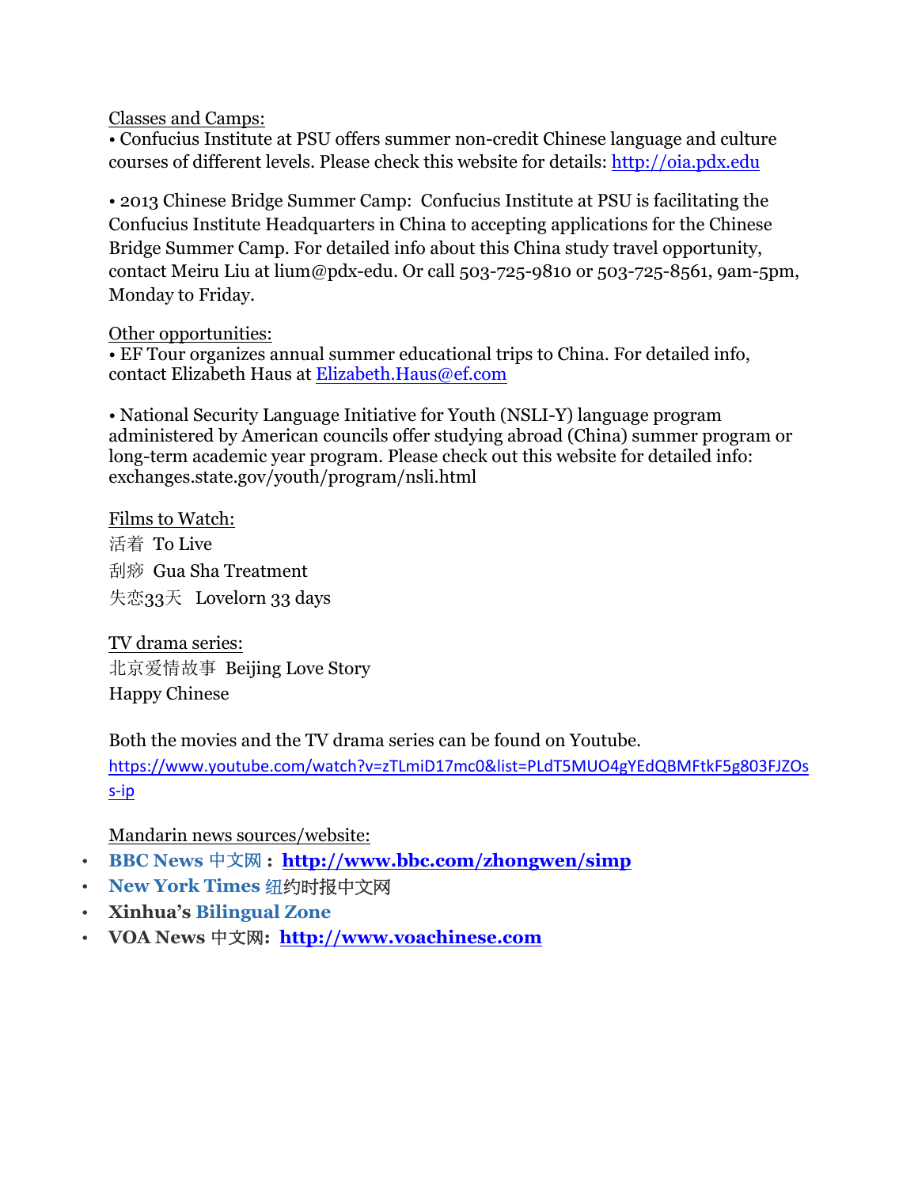Classes and Camps:

• Confucius Institute at PSU offers summer non-credit Chinese language and culture courses of different levels. Please check this website for details: http://oia.pdx.edu

• 2013 Chinese Bridge Summer Camp: Confucius Institute at PSU is facilitating the Confucius Institute Headquarters in China to accepting applications for the Chinese Bridge Summer Camp. For detailed info about this China study travel opportunity, contact Meiru Liu at lium@pdx-edu. Or call 503-725-9810 or 503-725-8561, 9am-5pm, Monday to Friday.

Other opportunities:

• EF Tour organizes annual summer educational trips to China. For detailed info, contact Elizabeth Haus at Elizabeth.Haus@ef.com

• National Security Language Initiative for Youth (NSLI-Y) language program administered by American councils offer studying abroad (China) summer program or long-term academic year program. Please check out this website for detailed info: exchanges.state.gov/youth/program/nsli.html

Films to Watch:

活着 To Live

刮痧 Gua Sha Treatment

失恋33天 Lovelorn 33 days

TV drama series:

北京爱情故事 Beijing Love Story

Happy Chinese

Both the movies and the TV drama series can be found on Youtube.
https://www.youtube.com/watch?v=zTLmiD17mc0&list=PLdT5MUO4gYEdQBMFtkF5g803FJZOss-ip

Mandarin news sources/website:

- **BBC News 中文网：http://www.bbc.com/zhongwen/simp**
- **New York Times** 纽约时报中文网
- **Xinhua's Bilingual Zone**
- **VOA News 中文网: http://www.voachinese.com**